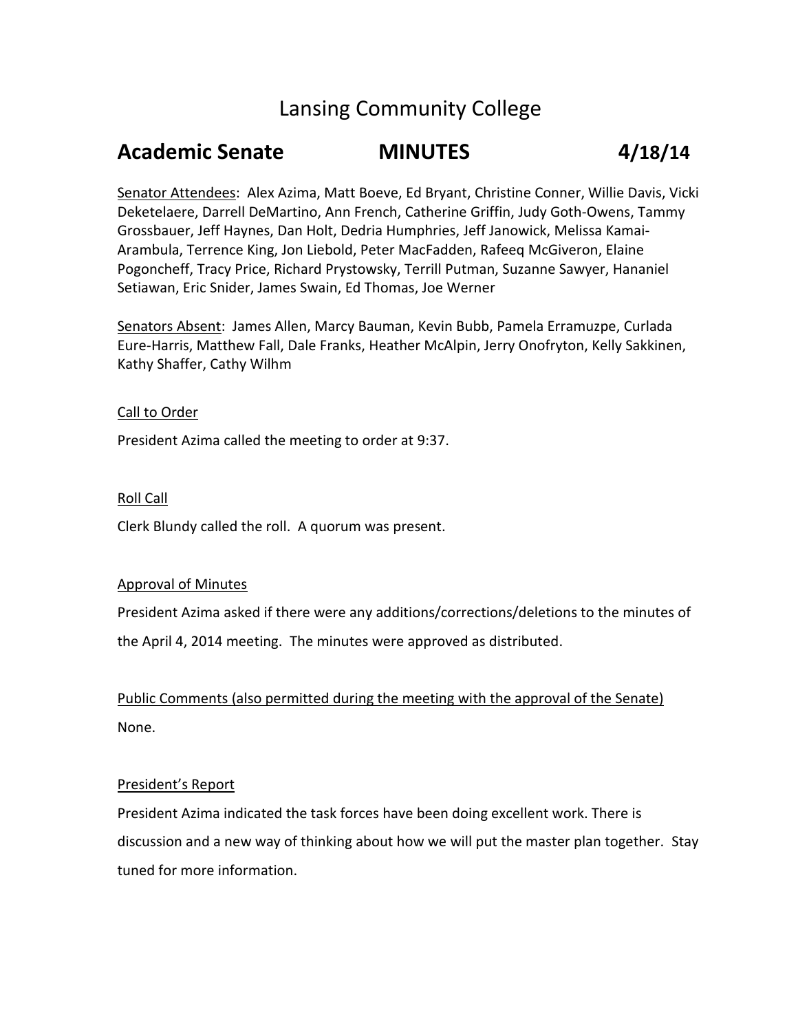# Lansing Community College

## Academic Senate MINUTES 4/18/14

Senator Attendees: Alex Azima, Matt Boeve, Ed Bryant, Christine Conner, Willie Davis, Vicki Deketelaere, Darrell DeMartino, Ann French, Catherine Griffin, Judy Goth-Owens, Tammy Grossbauer, Jeff Haynes, Dan Holt, Dedria Humphries, Jeff Janowick, Melissa Kamai-Arambula, Terrence King, Jon Liebold, Peter MacFadden, Rafeeq McGiveron, Elaine Pogoncheff, Tracy Price, Richard Prystowsky, Terrill Putman, Suzanne Sawyer, Hananiel Setiawan, Eric Snider, James Swain, Ed Thomas, Joe Werner

Senators Absent: James Allen, Marcy Bauman, Kevin Bubb, Pamela Erramuzpe, Curlada Eure-Harris, Matthew Fall, Dale Franks, Heather McAlpin, Jerry Onofryton, Kelly Sakkinen, Kathy Shaffer, Cathy Wilhm

Call to Order

President Azima called the meeting to order at 9:37.

Roll Call

Clerk Blundy called the roll. A quorum was present.

Approval of Minutes

President Azima asked if there were any additions/corrections/deletions to the minutes of the April 4, 2014 meeting. The minutes were approved as distributed.

Public Comments (also permitted during the meeting with the approval of the Senate)

None.

President's Report

President Azima indicated the task forces have been doing excellent work. There is discussion and a new way of thinking about how we will put the master plan together. Stay tuned for more information.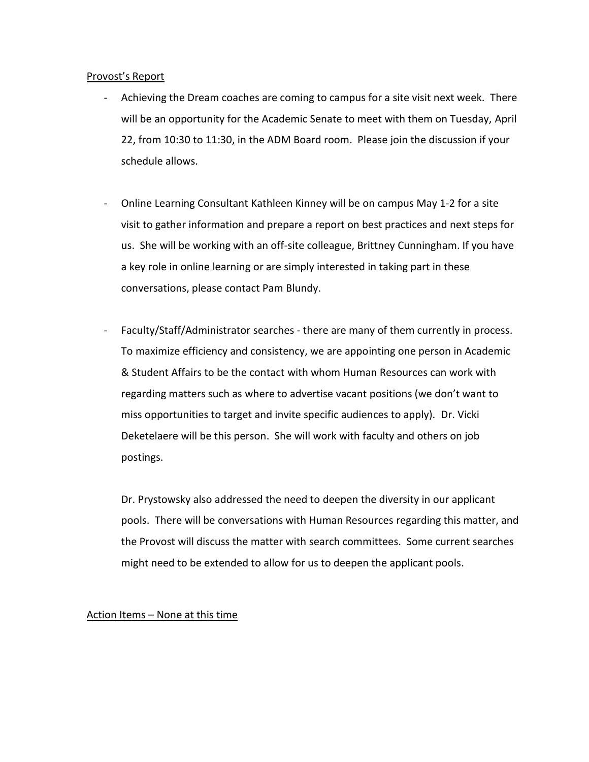Provost's Report

- Achieving the Dream coaches are coming to campus for a site visit next week. There will be an opportunity for the Academic Senate to meet with them on Tuesday, April 22, from 10:30 to 11:30, in the ADM Board room. Please join the discussion if your schedule allows.

- Online Learning Consultant Kathleen Kinney will be on campus May 1-2 for a site visit to gather information and prepare a report on best practices and next steps for us. She will be working with an off-site colleague, Brittney Cunningham. If you have a key role in online learning or are simply interested in taking part in these conversations, please contact Pam Blundy.

- Faculty/Staff/Administrator searches - there are many of them currently in process. To maximize efficiency and consistency, we are appointing one person in Academic & Student Affairs to be the contact with whom Human Resources can work with regarding matters such as where to advertise vacant positions (we don't want to miss opportunities to target and invite specific audiences to apply). Dr. Vicki Deketelaere will be this person. She will work with faculty and others on job postings.

  Dr. Prystowsky also addressed the need to deepen the diversity in our applicant pools. There will be conversations with Human Resources regarding this matter, and the Provost will discuss the matter with search committees. Some current searches might need to be extended to allow for us to deepen the applicant pools.

Action Items – None at this time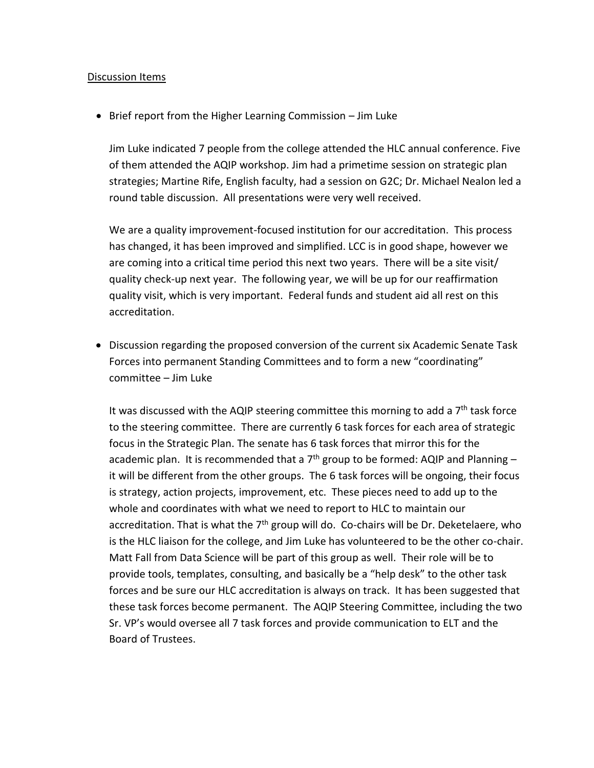<u>Discussion Items</u>

- Brief report from the Higher Learning Commission – Jim Luke

  Jim Luke indicated 7 people from the college attended the HLC annual conference. Five of them attended the AQIP workshop. Jim had a primetime session on strategic plan strategies; Martine Rife, English faculty, had a session on G2C; Dr. Michael Nealon led a round table discussion. All presentations were very well received.

  We are a quality improvement-focused institution for our accreditation. This process has changed, it has been improved and simplified. LCC is in good shape, however we are coming into a critical time period this next two years. There will be a site visit/ quality check-up next year. The following year, we will be up for our reaffirmation quality visit, which is very important. Federal funds and student aid all rest on this accreditation.

- Discussion regarding the proposed conversion of the current six Academic Senate Task Forces into permanent Standing Committees and to form a new "coordinating" committee – Jim Luke

  It was discussed with the AQIP steering committee this morning to add a 7th task force to the steering committee. There are currently 6 task forces for each area of strategic focus in the Strategic Plan. The senate has 6 task forces that mirror this for the academic plan. It is recommended that a 7th group to be formed: AQIP and Planning – it will be different from the other groups. The 6 task forces will be ongoing, their focus is strategy, action projects, improvement, etc. These pieces need to add up to the whole and coordinates with what we need to report to HLC to maintain our accreditation. That is what the 7th group will do. Co-chairs will be Dr. Deketelaere, who is the HLC liaison for the college, and Jim Luke has volunteered to be the other co-chair. Matt Fall from Data Science will be part of this group as well. Their role will be to provide tools, templates, consulting, and basically be a "help desk" to the other task forces and be sure our HLC accreditation is always on track. It has been suggested that these task forces become permanent. The AQIP Steering Committee, including the two Sr. VP's would oversee all 7 task forces and provide communication to ELT and the Board of Trustees.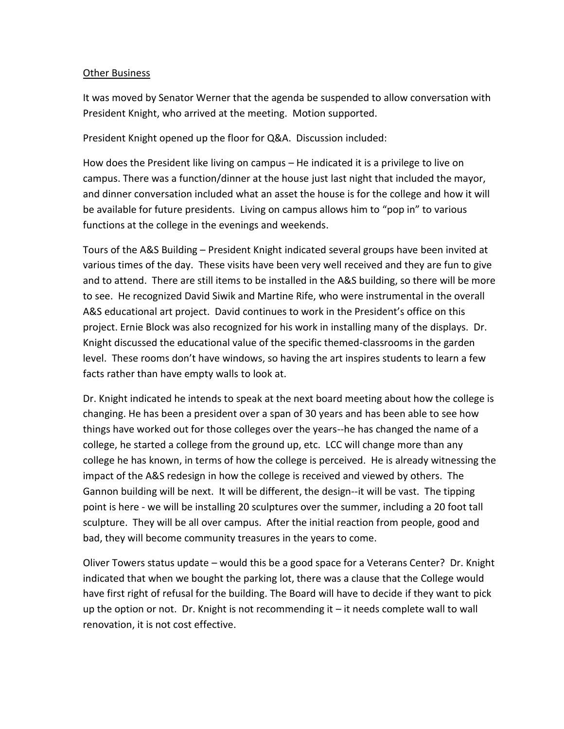Other Business

It was moved by Senator Werner that the agenda be suspended to allow conversation with President Knight, who arrived at the meeting. Motion supported.

President Knight opened up the floor for Q&A. Discussion included:

How does the President like living on campus – He indicated it is a privilege to live on campus. There was a function/dinner at the house just last night that included the mayor, and dinner conversation included what an asset the house is for the college and how it will be available for future presidents. Living on campus allows him to "pop in" to various functions at the college in the evenings and weekends.

Tours of the A&S Building – President Knight indicated several groups have been invited at various times of the day. These visits have been very well received and they are fun to give and to attend. There are still items to be installed in the A&S building, so there will be more to see. He recognized David Siwik and Martine Rife, who were instrumental in the overall A&S educational art project. David continues to work in the President's office on this project. Ernie Block was also recognized for his work in installing many of the displays. Dr. Knight discussed the educational value of the specific themed-classrooms in the garden level. These rooms don't have windows, so having the art inspires students to learn a few facts rather than have empty walls to look at.

Dr. Knight indicated he intends to speak at the next board meeting about how the college is changing. He has been a president over a span of 30 years and has been able to see how things have worked out for those colleges over the years--he has changed the name of a college, he started a college from the ground up, etc. LCC will change more than any college he has known, in terms of how the college is perceived. He is already witnessing the impact of the A&S redesign in how the college is received and viewed by others. The Gannon building will be next. It will be different, the design--it will be vast. The tipping point is here - we will be installing 20 sculptures over the summer, including a 20 foot tall sculpture. They will be all over campus. After the initial reaction from people, good and bad, they will become community treasures in the years to come.

Oliver Towers status update – would this be a good space for a Veterans Center? Dr. Knight indicated that when we bought the parking lot, there was a clause that the College would have first right of refusal for the building. The Board will have to decide if they want to pick up the option or not. Dr. Knight is not recommending it – it needs complete wall to wall renovation, it is not cost effective.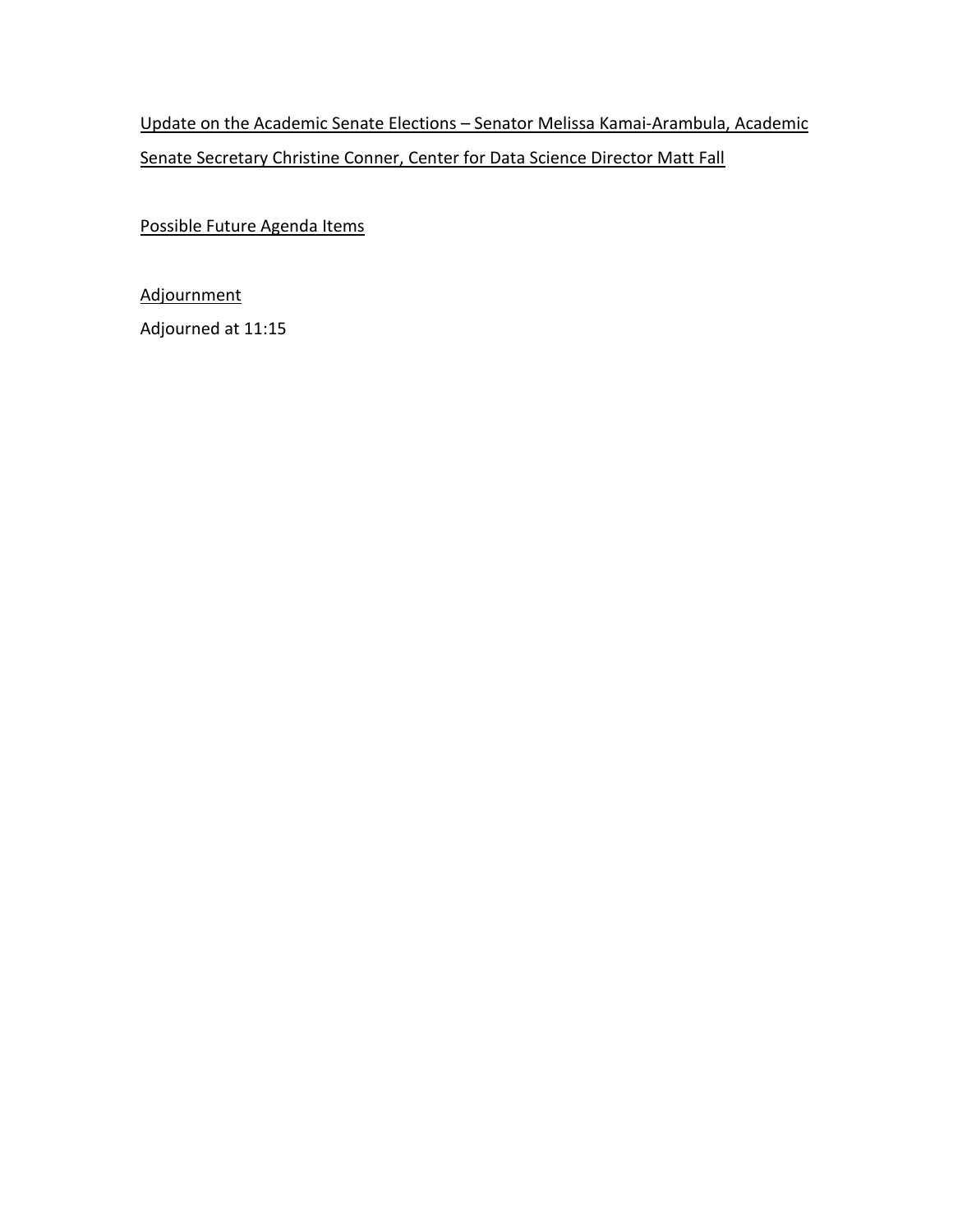Update on the Academic Senate Elections – Senator Melissa Kamai-Arambula, Academic Senate Secretary Christine Conner, Center for Data Science Director Matt Fall

Possible Future Agenda Items

Adjournment

Adjourned at 11:15